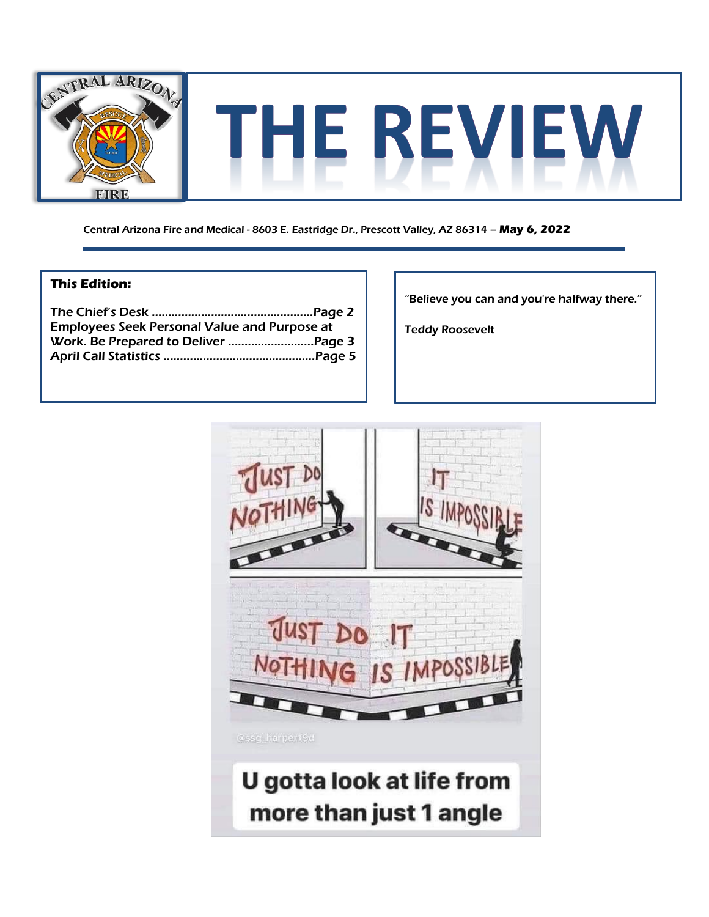# THE REVIEW

Central Arizona Fire and Medical - 8603 E. Eastridge Dr., Prescott Valley, AZ 86314 – **May 6, 2022**

**This Edition:**

The Chief's Desk ................................................Page 2
Employees Seek Personal Value and Purpose at Work. Be Prepared to Deliver .........................Page 3
April Call Statistics .............................................Page 5

"Believe you can and you're halfway there."

Teddy Roosevelt

U gotta look at life from more than just 1 angle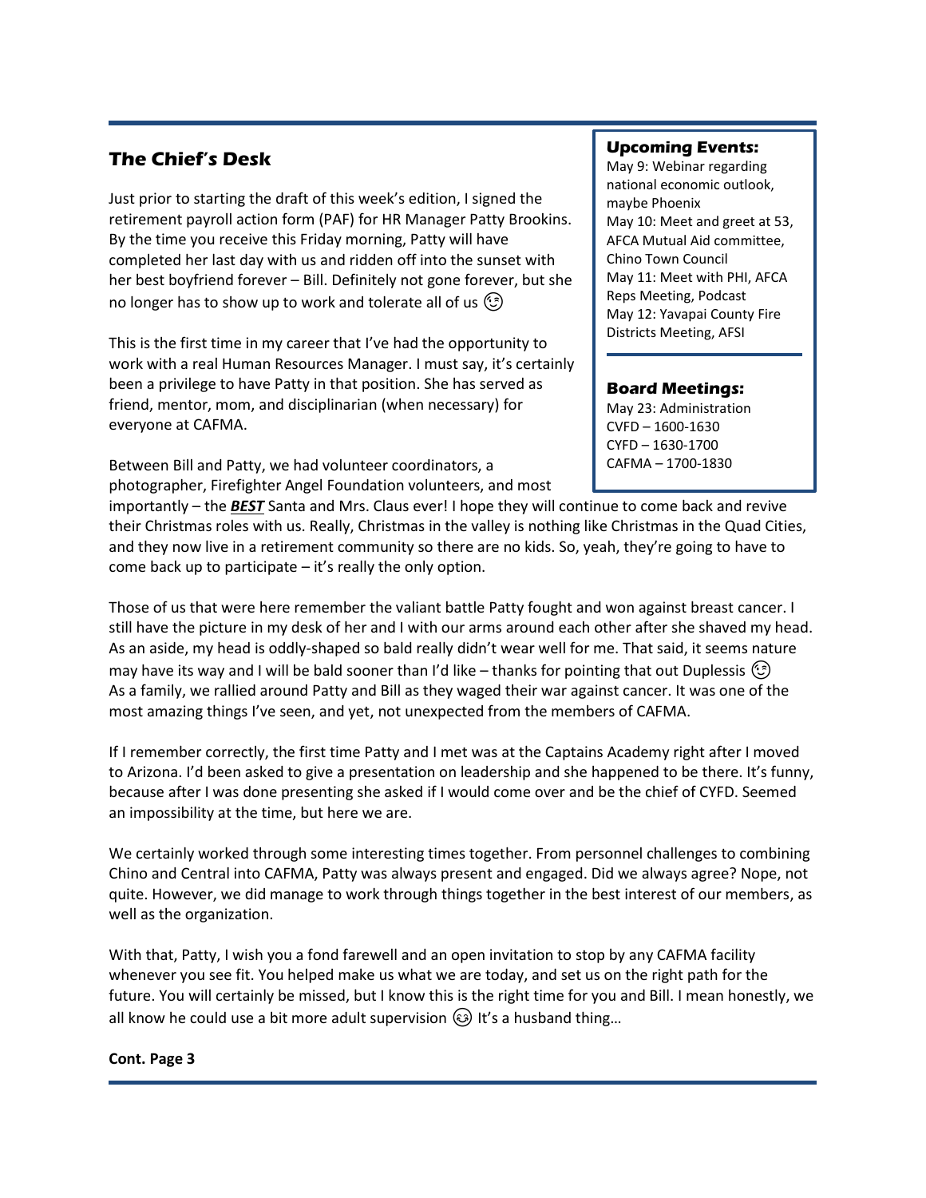## The Chief's Desk

Just prior to starting the draft of this week's edition, I signed the retirement payroll action form (PAF) for HR Manager Patty Brookins. By the time you receive this Friday morning, Patty will have completed her last day with us and ridden off into the sunset with her best boyfriend forever – Bill. Definitely not gone forever, but she no longer has to show up to work and tolerate all of us 😉

This is the first time in my career that I've had the opportunity to work with a real Human Resources Manager. I must say, it's certainly been a privilege to have Patty in that position. She has served as friend, mentor, mom, and disciplinarian (when necessary) for everyone at CAFMA.

Between Bill and Patty, we had volunteer coordinators, a photographer, Firefighter Angel Foundation volunteers, and most importantly – the ***BEST*** Santa and Mrs. Claus ever! I hope they will continue to come back and revive their Christmas roles with us. Really, Christmas in the valley is nothing like Christmas in the Quad Cities, and they now live in a retirement community so there are no kids. So, yeah, they're going to have to come back up to participate – it's really the only option.

Those of us that were here remember the valiant battle Patty fought and won against breast cancer. I still have the picture in my desk of her and I with our arms around each other after she shaved my head. As an aside, my head is oddly-shaped so bald really didn't wear well for me. That said, it seems nature may have its way and I will be bald sooner than I'd like – thanks for pointing that out Duplessis 😉 As a family, we rallied around Patty and Bill as they waged their war against cancer. It was one of the most amazing things I've seen, and yet, not unexpected from the members of CAFMA.

If I remember correctly, the first time Patty and I met was at the Captains Academy right after I moved to Arizona. I'd been asked to give a presentation on leadership and she happened to be there. It's funny, because after I was done presenting she asked if I would come over and be the chief of CYFD. Seemed an impossibility at the time, but here we are.

We certainly worked through some interesting times together. From personnel challenges to combining Chino and Central into CAFMA, Patty was always present and engaged. Did we always agree? Nope, not quite. However, we did manage to work through things together in the best interest of our members, as well as the organization.

With that, Patty, I wish you a fond farewell and an open invitation to stop by any CAFMA facility whenever you see fit. You helped make us what we are today, and set us on the right path for the future. You will certainly be missed, but I know this is the right time for you and Bill. I mean honestly, we all know he could use a bit more adult supervision 😆 It's a husband thing…

**Cont. Page 3**

### Upcoming Events:

May 9: Webinar regarding national economic outlook, maybe Phoenix
May 10: Meet and greet at 53, AFCA Mutual Aid committee, Chino Town Council
May 11: Meet with PHI, AFCA Reps Meeting, Podcast
May 12: Yavapai County Fire Districts Meeting, AFSI

### Board Meetings:

May 23: Administration
CVFD – 1600-1630
CYFD – 1630-1700
CAFMA – 1700-1830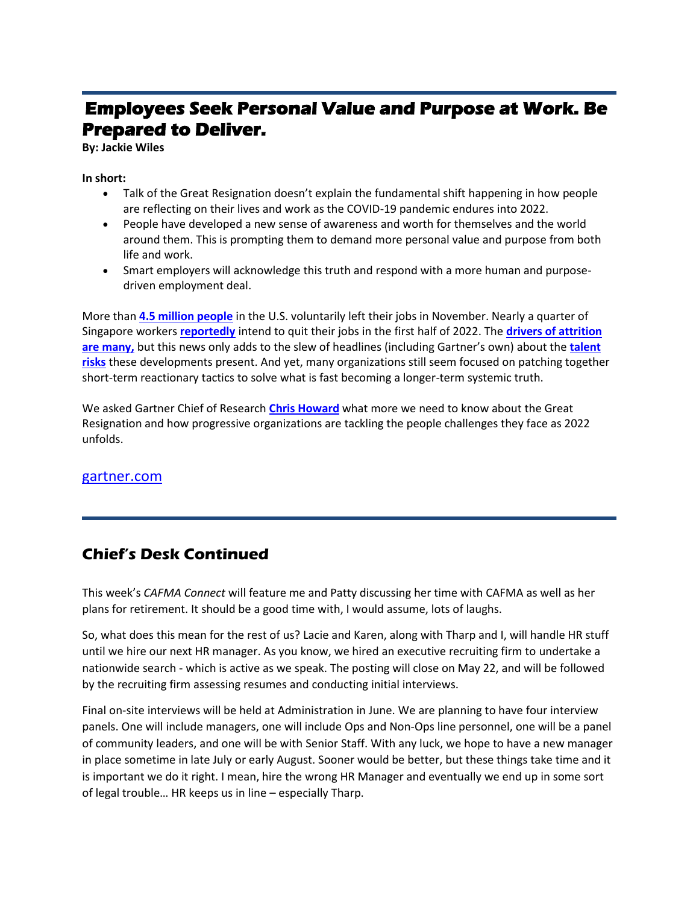## Employees Seek Personal Value and Purpose at Work. Be Prepared to Deliver.

**By: Jackie Wiles**

**In short:**

- Talk of the Great Resignation doesn't explain the fundamental shift happening in how people are reflecting on their lives and work as the COVID-19 pandemic endures into 2022.
- People have developed a new sense of awareness and worth for themselves and the world around them. This is prompting them to demand more personal value and purpose from both life and work.
- Smart employers will acknowledge this truth and respond with a more human and purpose-driven employment deal.

More than **4.5 million people** in the U.S. voluntarily left their jobs in November. Nearly a quarter of Singapore workers **reportedly** intend to quit their jobs in the first half of 2022. The **drivers of attrition are many,** but this news only adds to the slew of headlines (including Gartner's own) about the **talent risks** these developments present. And yet, many organizations still seem focused on patching together short-term reactionary tactics to solve what is fast becoming a longer-term systemic truth.

We asked Gartner Chief of Research **Chris Howard** what more we need to know about the Great Resignation and how progressive organizations are tackling the people challenges they face as 2022 unfolds.

gartner.com

## Chief's Desk Continued

This week's *CAFMA Connect* will feature me and Patty discussing her time with CAFMA as well as her plans for retirement. It should be a good time with, I would assume, lots of laughs.

So, what does this mean for the rest of us? Lacie and Karen, along with Tharp and I, will handle HR stuff until we hire our next HR manager. As you know, we hired an executive recruiting firm to undertake a nationwide search - which is active as we speak. The posting will close on May 22, and will be followed by the recruiting firm assessing resumes and conducting initial interviews.

Final on-site interviews will be held at Administration in June. We are planning to have four interview panels. One will include managers, one will include Ops and Non-Ops line personnel, one will be a panel of community leaders, and one will be with Senior Staff. With any luck, we hope to have a new manager in place sometime in late July or early August. Sooner would be better, but these things take time and it is important we do it right. I mean, hire the wrong HR Manager and eventually we end up in some sort of legal trouble… HR keeps us in line – especially Tharp.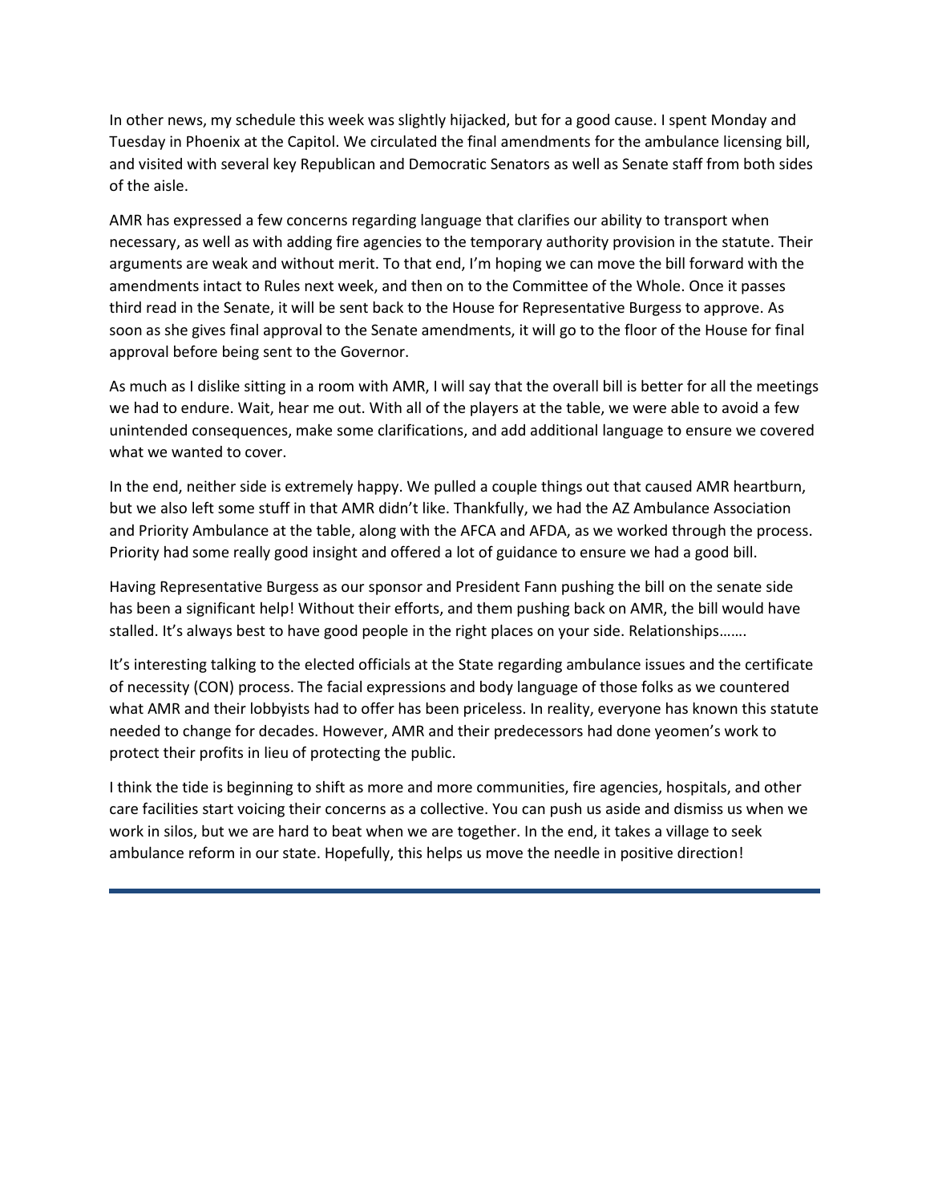In other news, my schedule this week was slightly hijacked, but for a good cause. I spent Monday and Tuesday in Phoenix at the Capitol. We circulated the final amendments for the ambulance licensing bill, and visited with several key Republican and Democratic Senators as well as Senate staff from both sides of the aisle.

AMR has expressed a few concerns regarding language that clarifies our ability to transport when necessary, as well as with adding fire agencies to the temporary authority provision in the statute. Their arguments are weak and without merit. To that end, I'm hoping we can move the bill forward with the amendments intact to Rules next week, and then on to the Committee of the Whole. Once it passes third read in the Senate, it will be sent back to the House for Representative Burgess to approve. As soon as she gives final approval to the Senate amendments, it will go to the floor of the House for final approval before being sent to the Governor.

As much as I dislike sitting in a room with AMR, I will say that the overall bill is better for all the meetings we had to endure. Wait, hear me out. With all of the players at the table, we were able to avoid a few unintended consequences, make some clarifications, and add additional language to ensure we covered what we wanted to cover.

In the end, neither side is extremely happy. We pulled a couple things out that caused AMR heartburn, but we also left some stuff in that AMR didn't like. Thankfully, we had the AZ Ambulance Association and Priority Ambulance at the table, along with the AFCA and AFDA, as we worked through the process. Priority had some really good insight and offered a lot of guidance to ensure we had a good bill.

Having Representative Burgess as our sponsor and President Fann pushing the bill on the senate side has been a significant help! Without their efforts, and them pushing back on AMR, the bill would have stalled. It's always best to have good people in the right places on your side. Relationships…….

It's interesting talking to the elected officials at the State regarding ambulance issues and the certificate of necessity (CON) process. The facial expressions and body language of those folks as we countered what AMR and their lobbyists had to offer has been priceless. In reality, everyone has known this statute needed to change for decades. However, AMR and their predecessors had done yeomen's work to protect their profits in lieu of protecting the public.

I think the tide is beginning to shift as more and more communities, fire agencies, hospitals, and other care facilities start voicing their concerns as a collective. You can push us aside and dismiss us when we work in silos, but we are hard to beat when we are together. In the end, it takes a village to seek ambulance reform in our state. Hopefully, this helps us move the needle in positive direction!

---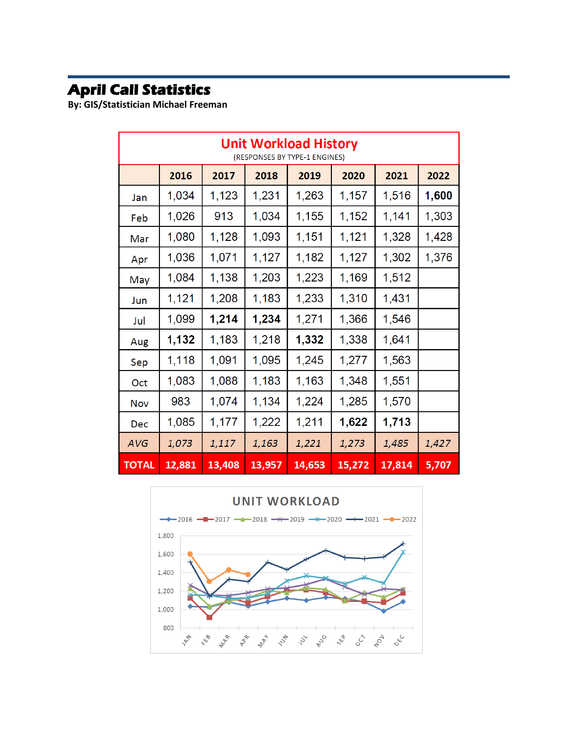# April Call Statistics

**By: GIS/Statistician Michael Freeman**

| Unit Workload History (RESPONSES BY TYPE-1 ENGINES) | | | | | | | |
|---|---|---|---|---|---|---|---|
| | **2016** | **2017** | **2018** | **2019** | **2020** | **2021** | **2022** |
| Jan | 1,034 | 1,123 | 1,231 | 1,263 | 1,157 | 1,516 | **1,600** |
| Feb | 1,026 | 913 | 1,034 | 1,155 | 1,152 | 1,141 | 1,303 |
| Mar | 1,080 | 1,128 | 1,093 | 1,151 | 1,121 | 1,328 | 1,428 |
| Apr | 1,036 | 1,071 | 1,127 | 1,182 | 1,127 | 1,302 | 1,376 |
| May | 1,084 | 1,138 | 1,203 | 1,223 | 1,169 | 1,512 | |
| Jun | 1,121 | 1,208 | 1,183 | 1,233 | 1,310 | 1,431 | |
| Jul | 1,099 | **1,214** | **1,234** | 1,271 | 1,366 | 1,546 | |
| Aug | **1,132** | 1,183 | 1,218 | **1,332** | 1,338 | 1,641 | |
| Sep | 1,118 | 1,091 | 1,095 | 1,245 | 1,277 | 1,563 | |
| Oct | 1,083 | 1,088 | 1,183 | 1,163 | 1,348 | 1,551 | |
| Nov | 983 | 1,074 | 1,134 | 1,224 | 1,285 | 1,570 | |
| Dec | 1,085 | 1,177 | 1,222 | 1,211 | **1,622** | **1,713** | |
| *AVG* | *1,073* | *1,117* | *1,163* | *1,221* | *1,273* | *1,485* | *1,427* |
| **TOTAL** | **12,881** | **13,408** | **13,957** | **14,653** | **15,272** | **17,814** | **5,707** |

**UNIT WORKLOAD**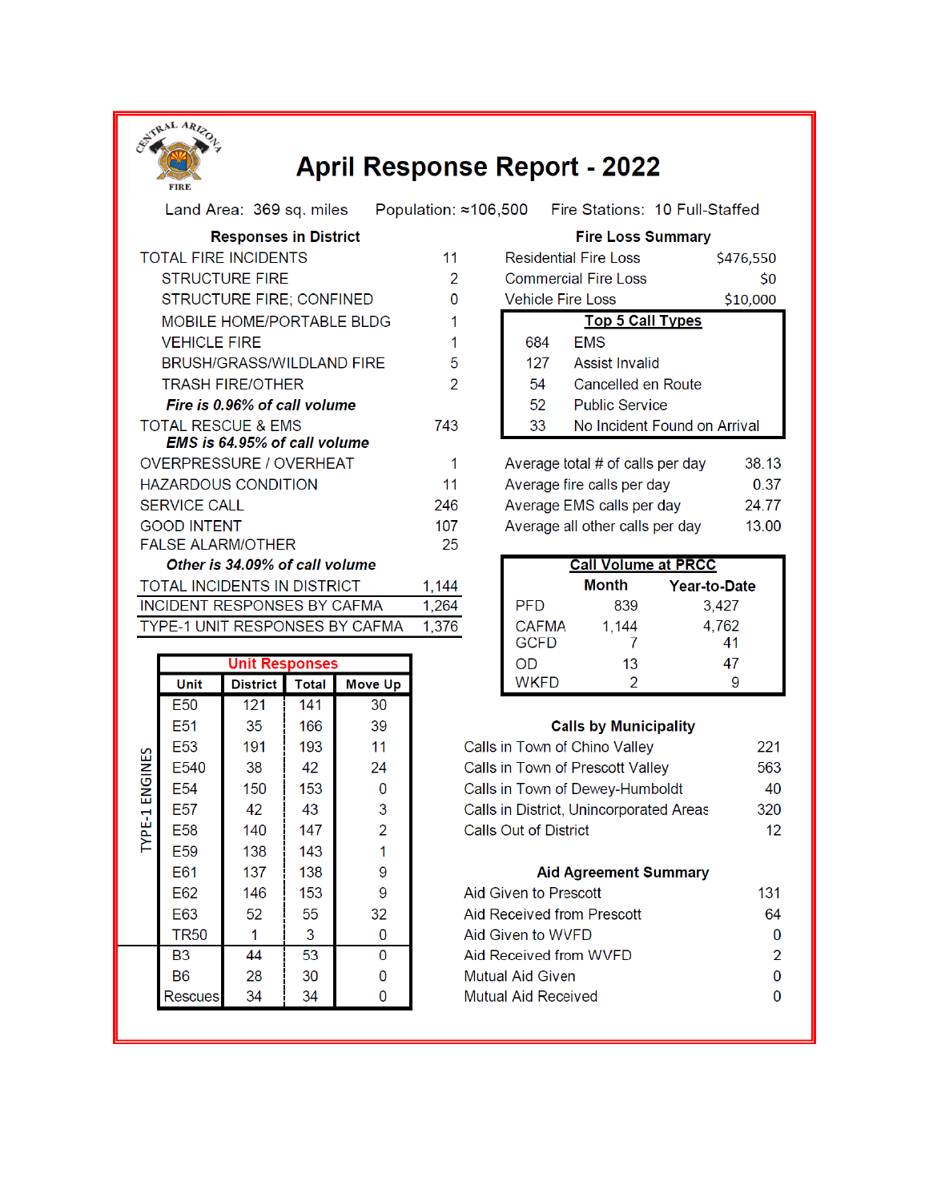# April Response Report - 2022

Land Area: 369 sq. miles    Population: ≈106,500    Fire Stations: 10 Full-Staffed

## Responses in District

| | |
|---|---|
| TOTAL FIRE INCIDENTS | 11 |
| STRUCTURE FIRE | 2 |
| STRUCTURE FIRE; CONFINED | 0 |
| MOBILE HOME/PORTABLE BLDG | 1 |
| VEHICLE FIRE | 1 |
| BRUSH/GRASS/WILDLAND FIRE | 5 |
| TRASH FIRE/OTHER | 2 |
| ***Fire is 0.96% of call volume*** | |
| TOTAL RESCUE & EMS | 743 |
| ***EMS is 64.95% of call volume*** | |
| OVERPRESSURE / OVERHEAT | 1 |
| HAZARDOUS CONDITION | 11 |
| SERVICE CALL | 246 |
| GOOD INTENT | 107 |
| FALSE ALARM/OTHER | 25 |
| ***Other is 34.09% of call volume*** | |
| TOTAL INCIDENTS IN DISTRICT | 1,144 |
| INCIDENT RESPONSES BY CAFMA | 1,264 |
| TYPE-1 UNIT RESPONSES BY CAFMA | 1,376 |

## Unit Responses

| | Unit | District | Total | Move Up |
|---|---|---|---|---|
| TYPE-1 ENGINES | E50 | 121 | 141 | 30 |
| | E51 | 35 | 166 | 39 |
| | E53 | 191 | 193 | 11 |
| | E540 | 38 | 42 | 24 |
| | E54 | 150 | 153 | 0 |
| | E57 | 42 | 43 | 3 |
| | E58 | 140 | 147 | 2 |
| | E59 | 138 | 143 | 1 |
| | E61 | 137 | 138 | 9 |
| | E62 | 146 | 153 | 9 |
| | E63 | 52 | 55 | 32 |
| | TR50 | 1 | 3 | 0 |
| | B3 | 44 | 53 | 0 |
| | B6 | 28 | 30 | 0 |
| | Rescues | 34 | 34 | 0 |

## Fire Loss Summary

| | |
|---|---|
| Residential Fire Loss | $476,550 |
| Commercial Fire Loss | $0 |
| Vehicle Fire Loss | $10,000 |

### Top 5 Call Types

| | |
|---|---|
| 684 | EMS |
| 127 | Assist Invalid |
| 54 | Cancelled en Route |
| 52 | Public Service |
| 33 | No Incident Found on Arrival |

| | |
|---|---|
| Average total # of calls per day | 38.13 |
| Average fire calls per day | 0.37 |
| Average EMS calls per day | 24.77 |
| Average all other calls per day | 13.00 |

### Call Volume at PRCC

| | Month | Year-to-Date |
|---|---|---|
| PFD | 839 | 3,427 |
| CAFMA | 1,144 | 4,762 |
| GCFD | 7 | 41 |
| OD | 13 | 47 |
| WKFD | 2 | 9 |

### Calls by Municipality

| | |
|---|---|
| Calls in Town of Chino Valley | 221 |
| Calls in Town of Prescott Valley | 563 |
| Calls in Town of Dewey-Humboldt | 40 |
| Calls in District, Unincorporated Areas | 320 |
| Calls Out of District | 12 |

### Aid Agreement Summary

| | |
|---|---|
| Aid Given to Prescott | 131 |
| Aid Received from Prescott | 64 |
| Aid Given to WVFD | 0 |
| Aid Received from WVFD | 2 |
| Mutual Aid Given | 0 |
| Mutual Aid Received | 0 |